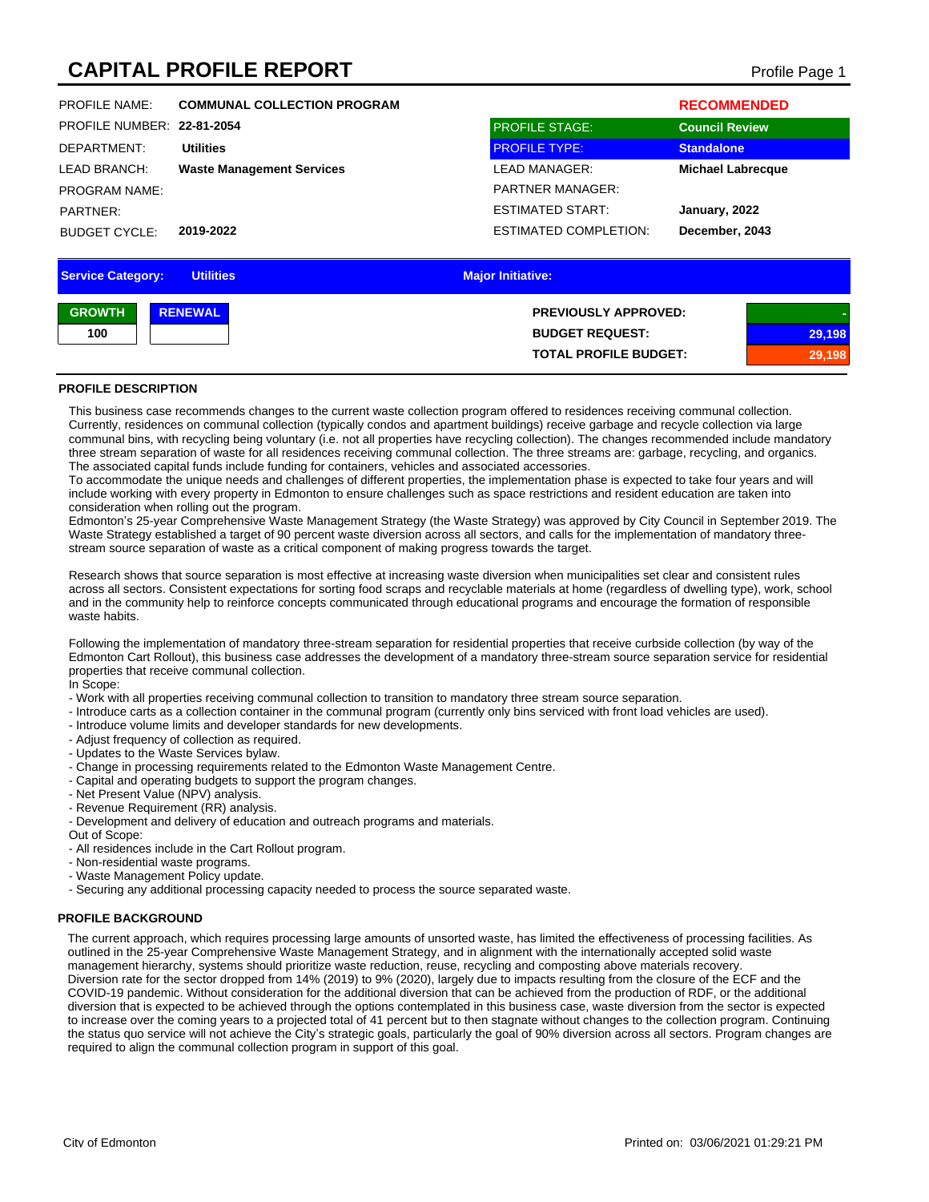# CAPITAL PROFILE REPORT

Profile Page 1

| | | | |
|---|---|---|---|
| PROFILE NAME: | **COMMUNAL COLLECTION PROGRAM** | | **RECOMMENDED** |
| PROFILE NUMBER: | **22-81-2054** | PROFILE STAGE: | **Council Review** |
| DEPARTMENT: | **Utilities** | PROFILE TYPE: | **Standalone** |
| LEAD BRANCH: | **Waste Management Services** | LEAD MANAGER: | **Michael Labrecque** |
| PROGRAM NAME: | | PARTNER MANAGER: | |
| PARTNER: | | ESTIMATED START: | **January, 2022** |
| BUDGET CYCLE: | **2019-2022** | ESTIMATED COMPLETION: | **December, 2043** |

**Service Category:** Utilities | **Major Initiative:**

| GROWTH | RENEWAL |
|---|---|
| 100 | |

| | |
|---|---|
| **PREVIOUSLY APPROVED:** | - |
| **BUDGET REQUEST:** | 29,198 |
| **TOTAL PROFILE BUDGET:** | 29,198 |

## PROFILE DESCRIPTION

This business case recommends changes to the current waste collection program offered to residences receiving communal collection. Currently, residences on communal collection (typically condos and apartment buildings) receive garbage and recycle collection via large communal bins, with recycling being voluntary (i.e. not all properties have recycling collection). The changes recommended include mandatory three stream separation of waste for all residences receiving communal collection. The three streams are: garbage, recycling, and organics. The associated capital funds include funding for containers, vehicles and associated accessories.

To accommodate the unique needs and challenges of different properties, the implementation phase is expected to take four years and will include working with every property in Edmonton to ensure challenges such as space restrictions and resident education are taken into consideration when rolling out the program.

Edmonton's 25-year Comprehensive Waste Management Strategy (the Waste Strategy) was approved by City Council in September 2019. The Waste Strategy established a target of 90 percent waste diversion across all sectors, and calls for the implementation of mandatory three-stream source separation of waste as a critical component of making progress towards the target.

Research shows that source separation is most effective at increasing waste diversion when municipalities set clear and consistent rules across all sectors. Consistent expectations for sorting food scraps and recyclable materials at home (regardless of dwelling type), work, school and in the community help to reinforce concepts communicated through educational programs and encourage the formation of responsible waste habits.

Following the implementation of mandatory three-stream separation for residential properties that receive curbside collection (by way of the Edmonton Cart Rollout), this business case addresses the development of a mandatory three-stream source separation service for residential properties that receive communal collection.

In Scope:
- Work with all properties receiving communal collection to transition to mandatory three stream source separation.
- Introduce carts as a collection container in the communal program (currently only bins serviced with front load vehicles are used).
- Introduce volume limits and developer standards for new developments.
- Adjust frequency of collection as required.
- Updates to the Waste Services bylaw.
- Change in processing requirements related to the Edmonton Waste Management Centre.
- Capital and operating budgets to support the program changes.
- Net Present Value (NPV) analysis.
- Revenue Requirement (RR) analysis.
- Development and delivery of education and outreach programs and materials.

Out of Scope:
- All residences include in the Cart Rollout program.
- Non-residential waste programs.
- Waste Management Policy update.
- Securing any additional processing capacity needed to process the source separated waste.

## PROFILE BACKGROUND

The current approach, which requires processing large amounts of unsorted waste, has limited the effectiveness of processing facilities. As outlined in the 25-year Comprehensive Waste Management Strategy, and in alignment with the internationally accepted solid waste management hierarchy, systems should prioritize waste reduction, reuse, recycling and composting above materials recovery.

Diversion rate for the sector dropped from 14% (2019) to 9% (2020), largely due to impacts resulting from the closure of the ECF and the COVID-19 pandemic. Without consideration for the additional diversion that can be achieved from the production of RDF, or the additional diversion that is expected to be achieved through the options contemplated in this business case, waste diversion from the sector is expected to increase over the coming years to a projected total of 41 percent but to then stagnate without changes to the collection program. Continuing the status quo service will not achieve the City's strategic goals, particularly the goal of 90% diversion across all sectors. Program changes are required to align the communal collection program in support of this goal.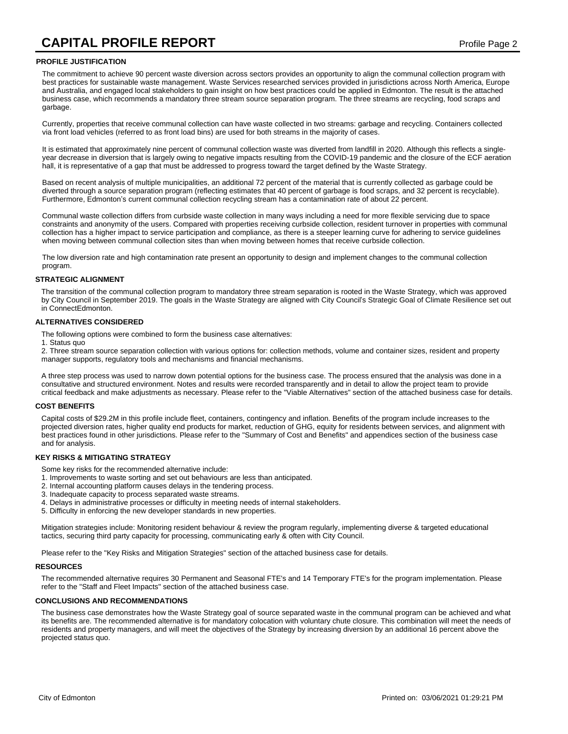# CAPITAL PROFILE REPORT

## PROFILE JUSTIFICATION

The commitment to achieve 90 percent waste diversion across sectors provides an opportunity to align the communal collection program with best practices for sustainable waste management. Waste Services researched services provided in jurisdictions across North America, Europe and Australia, and engaged local stakeholders to gain insight on how best practices could be applied in Edmonton. The result is the attached business case, which recommends a mandatory three stream source separation program. The three streams are recycling, food scraps and garbage.

Currently, properties that receive communal collection can have waste collected in two streams: garbage and recycling. Containers collected via front load vehicles (referred to as front load bins) are used for both streams in the majority of cases.

It is estimated that approximately nine percent of communal collection waste was diverted from landfill in 2020. Although this reflects a single-year decrease in diversion that is largely owing to negative impacts resulting from the COVID-19 pandemic and the closure of the ECF aeration hall, it is representative of a gap that must be addressed to progress toward the target defined by the Waste Strategy.

Based on recent analysis of multiple municipalities, an additional 72 percent of the material that is currently collected as garbage could be diverted through a source separation program (reflecting estimates that 40 percent of garbage is food scraps, and 32 percent is recyclable). Furthermore, Edmonton's current communal collection recycling stream has a contamination rate of about 22 percent.

Communal waste collection differs from curbside waste collection in many ways including a need for more flexible servicing due to space constraints and anonymity of the users. Compared with properties receiving curbside collection, resident turnover in properties with communal collection has a higher impact to service participation and compliance, as there is a steeper learning curve for adhering to service guidelines when moving between communal collection sites than when moving between homes that receive curbside collection.

The low diversion rate and high contamination rate present an opportunity to design and implement changes to the communal collection program.

## STRATEGIC ALIGNMENT

The transition of the communal collection program to mandatory three stream separation is rooted in the Waste Strategy, which was approved by City Council in September 2019. The goals in the Waste Strategy are aligned with City Council's Strategic Goal of Climate Resilience set out in ConnectEdmonton.

## ALTERNATIVES CONSIDERED

The following options were combined to form the business case alternatives:

1. Status quo
2. Three stream source separation collection with various options for: collection methods, volume and container sizes, resident and property manager supports, regulatory tools and mechanisms and financial mechanisms.

A three step process was used to narrow down potential options for the business case. The process ensured that the analysis was done in a consultative and structured environment. Notes and results were recorded transparently and in detail to allow the project team to provide critical feedback and make adjustments as necessary. Please refer to the "Viable Alternatives" section of the attached business case for details.

## COST BENEFITS

Capital costs of $29.2M in this profile include fleet, containers, contingency and inflation. Benefits of the program include increases to the projected diversion rates, higher quality end products for market, reduction of GHG, equity for residents between services, and alignment with best practices found in other jurisdictions. Please refer to the "Summary of Cost and Benefits" and appendices section of the business case and for analysis.

## KEY RISKS & MITIGATING STRATEGY

Some key risks for the recommended alternative include:

1. Improvements to waste sorting and set out behaviours are less than anticipated.
2. Internal accounting platform causes delays in the tendering process.
3. Inadequate capacity to process separated waste streams.
4. Delays in administrative processes or difficulty in meeting needs of internal stakeholders.
5. Difficulty in enforcing the new developer standards in new properties.

Mitigation strategies include: Monitoring resident behaviour & review the program regularly, implementing diverse & targeted educational tactics, securing third party capacity for processing, communicating early & often with City Council.

Please refer to the "Key Risks and Mitigation Strategies" section of the attached business case for details.

## RESOURCES

The recommended alternative requires 30 Permanent and Seasonal FTE's and 14 Temporary FTE's for the program implementation. Please refer to the "Staff and Fleet Impacts" section of the attached business case.

## CONCLUSIONS AND RECOMMENDATIONS

The business case demonstrates how the Waste Strategy goal of source separated waste in the communal program can be achieved and what its benefits are. The recommended alternative is for mandatory colocation with voluntary chute closure. This combination will meet the needs of residents and property managers, and will meet the objectives of the Strategy by increasing diversion by an additional 16 percent above the projected status quo.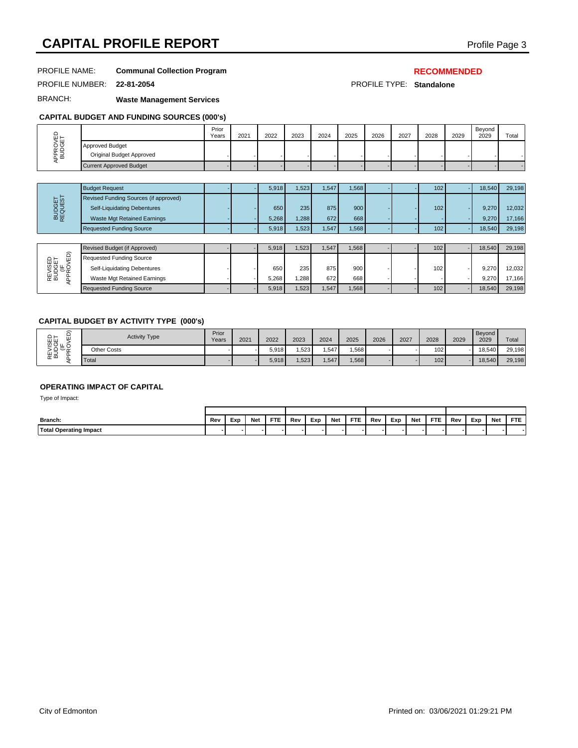# CAPITAL PROFILE REPORT

PROFILE NAME: **Communal Collection Program**

**RECOMMENDED**

PROFILE NUMBER: **22-81-2054**

PROFILE TYPE: **Standalone**

BRANCH: **Waste Management Services**

### CAPITAL BUDGET AND FUNDING SOURCES (000's)

| | | Prior Years | 2021 | 2022 | 2023 | 2024 | 2025 | 2026 | 2027 | 2028 | 2029 | Beyond 2029 | Total |
|---|---|---|---|---|---|---|---|---|---|---|---|---|---|
| APPROVED BUDGET | Approved Budget | | | | | | | | | | | | |
| | Original Budget Approved | - | - | - | - | - | - | - | - | - | - | - | - |
| | Current Approved Budget | - | - | - | - | - | - | - | - | - | - | - | - |
| BUDGET REQUEST | Budget Request | - | - | 5,918 | 1,523 | 1,547 | 1,568 | - | - | 102 | - | 18,540 | 29,198 |
| | Revised Funding Sources (if approved) | | | | | | | | | | | | |
| | Self-Liquidating Debentures | - | - | 650 | 235 | 875 | 900 | - | - | 102 | - | 9,270 | 12,032 |
| | Waste Mgt Retained Earnings | - | - | 5,268 | 1,288 | 672 | 668 | - | - | - | - | 9,270 | 17,166 |
| | Requested Funding Source | - | - | 5,918 | 1,523 | 1,547 | 1,568 | - | - | 102 | - | 18,540 | 29,198 |
| REVISED BUDGET (IF APPROVED) | Revised Budget (if Approved) | - | - | 5,918 | 1,523 | 1,547 | 1,568 | - | - | 102 | - | 18,540 | 29,198 |
| | Requested Funding Source | | | | | | | | | | | | |
| | Self-Liquidating Debentures | - | - | 650 | 235 | 875 | 900 | - | - | 102 | - | 9,270 | 12,032 |
| | Waste Mgt Retained Earnings | - | - | 5,268 | 1,288 | 672 | 668 | - | - | - | - | 9,270 | 17,166 |
| | Requested Funding Source | - | - | 5,918 | 1,523 | 1,547 | 1,568 | - | - | 102 | - | 18,540 | 29,198 |

### CAPITAL BUDGET BY ACTIVITY TYPE (000's)

| | Activity Type | Prior Years | 2021 | 2022 | 2023 | 2024 | 2025 | 2026 | 2027 | 2028 | 2029 | Beyond 2029 | Total |
|---|---|---|---|---|---|---|---|---|---|---|---|---|---|
| REVISED BUDGET (IF APPROVED) | Other Costs | - | - | 5,918 | 1,523 | 1,547 | 1,568 | - | - | 102 | - | 18,540 | 29,198 |
| | Total | - | - | 5,918 | 1,523 | 1,547 | 1,568 | - | - | 102 | - | 18,540 | 29,198 |

### OPERATING IMPACT OF CAPITAL

Type of Impact:

| Branch: | Rev | Exp | Net | FTE | Rev | Exp | Net | FTE | Rev | Exp | Net | FTE | Rev | Exp | Net | FTE |
|---|---|---|---|---|---|---|---|---|---|---|---|---|---|---|---|---|
| **Total Operating Impact** | - | - | - | - | - | - | - | - | - | - | - | - | - | - | - | - |

City of Edmonton

Printed on: 03/06/2021 01:29:21 PM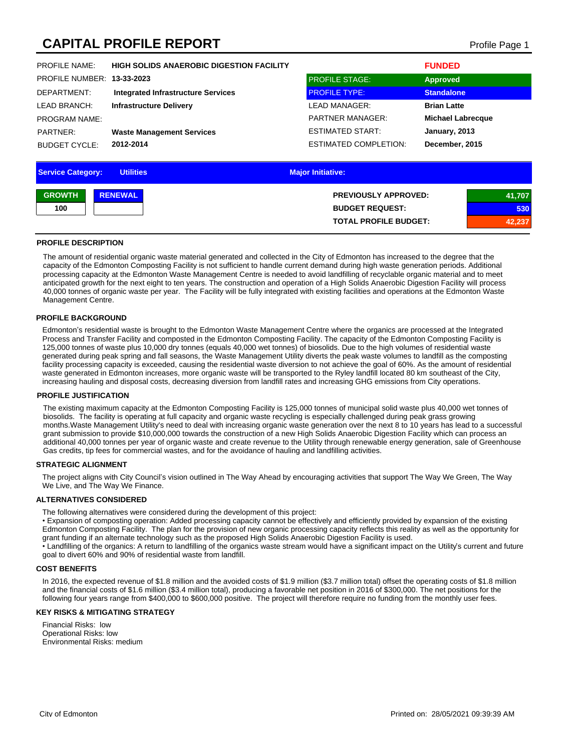# CAPITAL PROFILE REPORT

| | | | |
|---|---|---|---|
| PROFILE NAME: | **HIGH SOLIDS ANAEROBIC DIGESTION FACILITY** | | **FUNDED** |
| PROFILE NUMBER: | **13-33-2023** | PROFILE STAGE: | **Approved** |
| DEPARTMENT: | **Integrated Infrastructure Services** | PROFILE TYPE: | **Standalone** |
| LEAD BRANCH: | **Infrastructure Delivery** | LEAD MANAGER: | **Brian Latte** |
| PROGRAM NAME: | | PARTNER MANAGER: | **Michael Labrecque** |
| PARTNER: | **Waste Management Services** | ESTIMATED START: | **January, 2013** |
| BUDGET CYCLE: | **2012-2014** | ESTIMATED COMPLETION: | **December, 2015** |

**Service Category:** Utilities **Major Initiative:**

| GROWTH | RENEWAL |
|---|---|
| 100 | |

| | |
|---|---|
| **PREVIOUSLY APPROVED:** | 41,707 |
| **BUDGET REQUEST:** | 530 |
| **TOTAL PROFILE BUDGET:** | 42,237 |

## PROFILE DESCRIPTION

The amount of residential organic waste material generated and collected in the City of Edmonton has increased to the degree that the capacity of the Edmonton Composting Facility is not sufficient to handle current demand during high waste generation periods. Additional processing capacity at the Edmonton Waste Management Centre is needed to avoid landfilling of recyclable organic material and to meet anticipated growth for the next eight to ten years. The construction and operation of a High Solids Anaerobic Digestion Facility will process 40,000 tonnes of organic waste per year. The Facility will be fully integrated with existing facilities and operations at the Edmonton Waste Management Centre.

## PROFILE BACKGROUND

Edmonton's residential waste is brought to the Edmonton Waste Management Centre where the organics are processed at the Integrated Process and Transfer Facility and composted in the Edmonton Composting Facility. The capacity of the Edmonton Composting Facility is 125,000 tonnes of waste plus 10,000 dry tonnes (equals 40,000 wet tonnes) of biosolids. Due to the high volumes of residential waste generated during peak spring and fall seasons, the Waste Management Utility diverts the peak waste volumes to landfill as the composting facility processing capacity is exceeded, causing the residential waste diversion to not achieve the goal of 60%. As the amount of residential waste generated in Edmonton increases, more organic waste will be transported to the Ryley landfill located 80 km southeast of the City, increasing hauling and disposal costs, decreasing diversion from landfill rates and increasing GHG emissions from City operations.

## PROFILE JUSTIFICATION

The existing maximum capacity at the Edmonton Composting Facility is 125,000 tonnes of municipal solid waste plus 40,000 wet tonnes of biosolids. The facility is operating at full capacity and organic waste recycling is especially challenged during peak grass growing months.Waste Management Utility's need to deal with increasing organic waste generation over the next 8 to 10 years has lead to a successful grant submission to provide $10,000,000 towards the construction of a new High Solids Anaerobic Digestion Facility which can process an additional 40,000 tonnes per year of organic waste and create revenue to the Utility through renewable energy generation, sale of Greenhouse Gas credits, tip fees for commercial wastes, and for the avoidance of hauling and landfilling activities.

## STRATEGIC ALIGNMENT

The project aligns with City Council's vision outlined in The Way Ahead by encouraging activities that support The Way We Green, The Way We Live, and The Way We Finance.

## ALTERNATIVES CONSIDERED

The following alternatives were considered during the development of this project:
• Expansion of composting operation: Added processing capacity cannot be effectively and efficiently provided by expansion of the existing Edmonton Composting Facility. The plan for the provision of new organic processing capacity reflects this reality as well as the opportunity for grant funding if an alternate technology such as the proposed High Solids Anaerobic Digestion Facility is used.
• Landfilling of the organics: A return to landfilling of the organics waste stream would have a significant impact on the Utility's current and future goal to divert 60% and 90% of residential waste from landfill.

## COST BENEFITS

In 2016, the expected revenue of $1.8 million and the avoided costs of $1.9 million ($3.7 million total) offset the operating costs of $1.8 million and the financial costs of $1.6 million ($3.4 million total), producing a favorable net position in 2016 of $300,000. The net positions for the following four years range from $400,000 to $600,000 positive. The project will therefore require no funding from the monthly user fees.

## KEY RISKS & MITIGATING STRATEGY

Financial Risks: low
Operational Risks: low
Environmental Risks: medium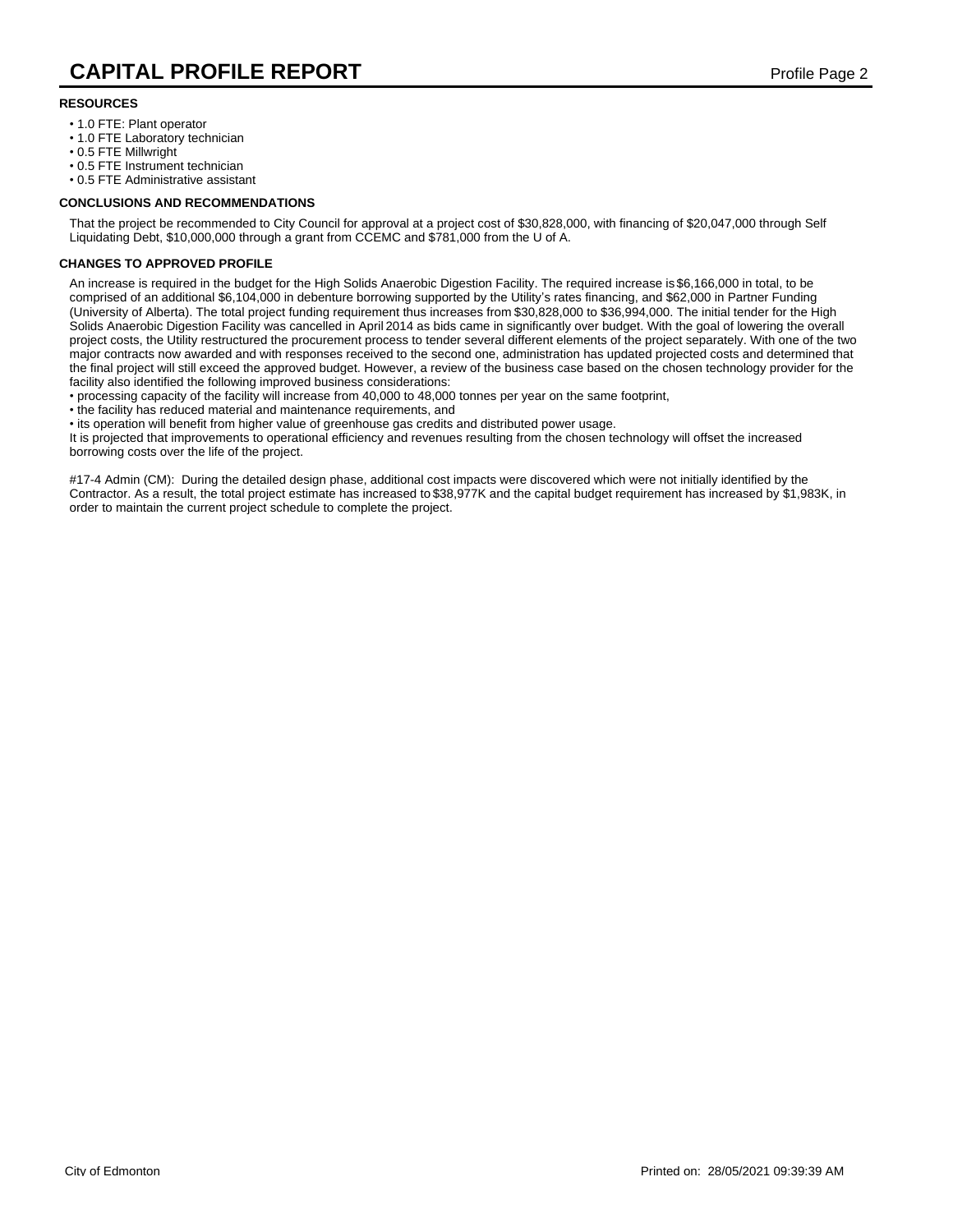### RESOURCES

- 1.0 FTE: Plant operator
- 1.0 FTE Laboratory technician
- 0.5 FTE Millwright
- 0.5 FTE Instrument technician
- 0.5 FTE Administrative assistant

### CONCLUSIONS AND RECOMMENDATIONS

That the project be recommended to City Council for approval at a project cost of $30,828,000, with financing of $20,047,000 through Self Liquidating Debt, $10,000,000 through a grant from CCEMC and $781,000 from the U of A.

### CHANGES TO APPROVED PROFILE

An increase is required in the budget for the High Solids Anaerobic Digestion Facility. The required increase is $6,166,000 in total, to be comprised of an additional $6,104,000 in debenture borrowing supported by the Utility's rates financing, and $62,000 in Partner Funding (University of Alberta). The total project funding requirement thus increases from $30,828,000 to $36,994,000. The initial tender for the High Solids Anaerobic Digestion Facility was cancelled in April 2014 as bids came in significantly over budget. With the goal of lowering the overall project costs, the Utility restructured the procurement process to tender several different elements of the project separately. With one of the two major contracts now awarded and with responses received to the second one, administration has updated projected costs and determined that the final project will still exceed the approved budget. However, a review of the business case based on the chosen technology provider for the facility also identified the following improved business considerations:

- processing capacity of the facility will increase from 40,000 to 48,000 tonnes per year on the same footprint,
- the facility has reduced material and maintenance requirements, and
- its operation will benefit from higher value of greenhouse gas credits and distributed power usage.

It is projected that improvements to operational efficiency and revenues resulting from the chosen technology will offset the increased borrowing costs over the life of the project.

#17-4 Admin (CM): During the detailed design phase, additional cost impacts were discovered which were not initially identified by the Contractor. As a result, the total project estimate has increased to $38,977K and the capital budget requirement has increased by $1,983K, in order to maintain the current project schedule to complete the project.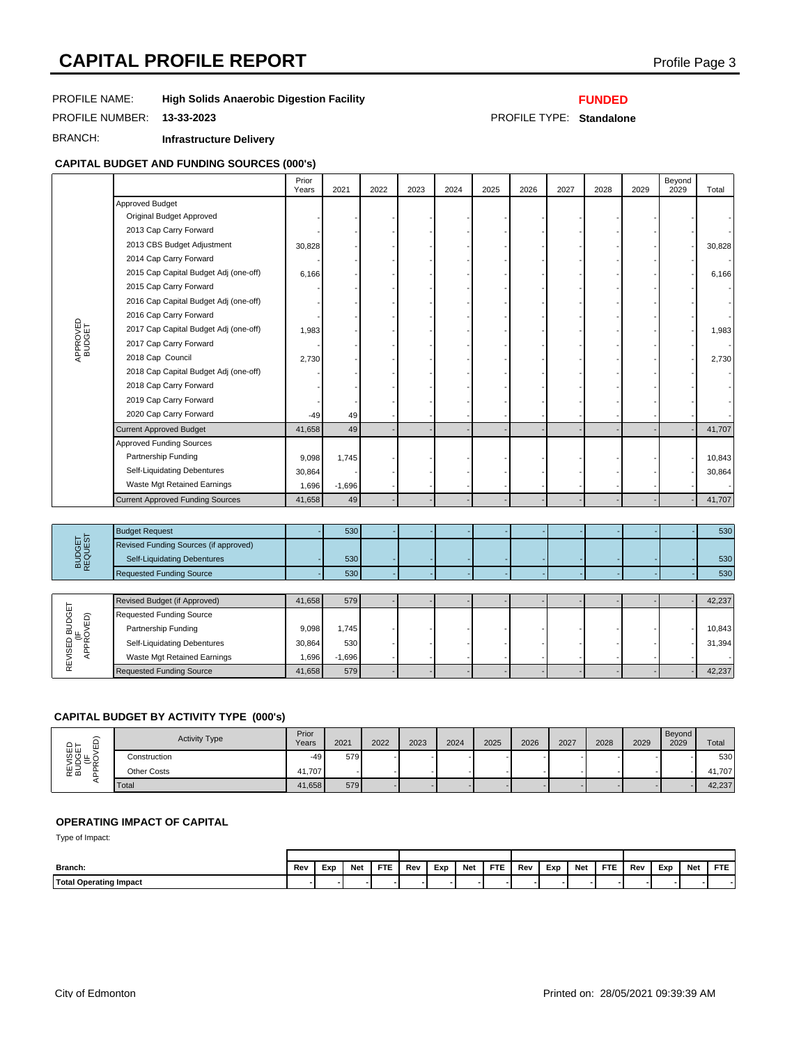# CAPITAL PROFILE REPORT

PROFILE NAME: **High Solids Anaerobic Digestion Facility** **FUNDED**

PROFILE NUMBER: **13-33-2023** PROFILE TYPE: **Standalone**

BRANCH: **Infrastructure Delivery**

### CAPITAL BUDGET AND FUNDING SOURCES (000's)

| | | Prior Years | 2021 | 2022 | 2023 | 2024 | 2025 | 2026 | 2027 | 2028 | 2029 | Beyond 2029 | Total |
|---|---|---|---|---|---|---|---|---|---|---|---|---|---|
| APPROVED BUDGET | Approved Budget | | | | | | | | | | | | |
| | Original Budget Approved | - | - | - | - | - | - | - | - | - | - | - | - |
| | 2013 Cap Carry Forward | - | - | - | - | - | - | - | - | - | - | - | - |
| | 2013 CBS Budget Adjustment | 30,828 | - | - | - | - | - | - | - | - | - | - | 30,828 |
| | 2014 Cap Carry Forward | - | - | - | - | - | - | - | - | - | - | - | - |
| | 2015 Cap Capital Budget Adj (one-off) | 6,166 | - | - | - | - | - | - | - | - | - | - | 6,166 |
| | 2015 Cap Carry Forward | - | - | - | - | - | - | - | - | - | - | - | - |
| | 2016 Cap Capital Budget Adj (one-off) | - | - | - | - | - | - | - | - | - | - | - | - |
| | 2016 Cap Carry Forward | - | - | - | - | - | - | - | - | - | - | - | - |
| | 2017 Cap Capital Budget Adj (one-off) | 1,983 | - | - | - | - | - | - | - | - | - | - | 1,983 |
| | 2017 Cap Carry Forward | - | - | - | - | - | - | - | - | - | - | - | - |
| | 2018 Cap Council | 2,730 | - | - | - | - | - | - | - | - | - | - | 2,730 |
| | 2018 Cap Capital Budget Adj (one-off) | - | - | - | - | - | - | - | - | - | - | - | - |
| | 2018 Cap Carry Forward | - | - | - | - | - | - | - | - | - | - | - | - |
| | 2019 Cap Carry Forward | - | - | - | - | - | - | - | - | - | - | - | - |
| | 2020 Cap Carry Forward | -49 | 49 | - | - | - | - | - | - | - | - | - | - |
| | Current Approved Budget | 41,658 | 49 | - | - | - | - | - | - | - | - | - | 41,707 |
| | Approved Funding Sources | | | | | | | | | | | | |
| | Partnership Funding | 9,098 | 1,745 | - | - | - | - | - | - | - | - | - | 10,843 |
| | Self-Liquidating Debentures | 30,864 | - | - | - | - | - | - | - | - | - | - | 30,864 |
| | Waste Mgt Retained Earnings | 1,696 | -1,696 | - | - | - | - | - | - | - | - | - | - |
| | Current Approved Funding Sources | 41,658 | 49 | - | - | - | - | - | - | - | - | - | 41,707 |
| BUDGET REQUEST | Budget Request | - | 530 | - | - | - | - | - | - | - | - | - | 530 |
| | Revised Funding Sources (if approved) | | | | | | | | | | | | |
| | Self-Liquidating Debentures | - | 530 | - | - | - | - | - | - | - | - | - | 530 |
| | Requested Funding Source | - | 530 | - | - | - | - | - | - | - | - | - | 530 |
| REVISED BUDGET (IF APPROVED) | Revised Budget (if Approved) | 41,658 | 579 | - | - | - | - | - | - | - | - | - | 42,237 |
| | Requested Funding Source | | | | | | | | | | | | |
| | Partnership Funding | 9,098 | 1,745 | - | - | - | - | - | - | - | - | - | 10,843 |
| | Self-Liquidating Debentures | 30,864 | 530 | - | - | - | - | - | - | - | - | - | 31,394 |
| | Waste Mgt Retained Earnings | 1,696 | -1,696 | - | - | - | - | - | - | - | - | - | - |
| | Requested Funding Source | 41,658 | 579 | - | - | - | - | - | - | - | - | - | 42,237 |

### CAPITAL BUDGET BY ACTIVITY TYPE (000's)

| | Activity Type | Prior Years | 2021 | 2022 | 2023 | 2024 | 2025 | 2026 | 2027 | 2028 | 2029 | Beyond 2029 | Total |
|---|---|---|---|---|---|---|---|---|---|---|---|---|---|
| REVISED BUDGET (IF APPROVED) | Construction | -49 | 579 | - | - | - | - | - | - | - | - | - | 530 |
| | Other Costs | 41,707 | - | - | - | - | - | - | - | - | - | - | 41,707 |
| | Total | 41,658 | 579 | - | - | - | - | - | - | - | - | - | 42,237 |

### OPERATING IMPACT OF CAPITAL

Type of Impact:

| Branch: | Rev | Exp | Net | FTE | Rev | Exp | Net | FTE | Rev | Exp | Net | FTE | Rev | Exp | Net | FTE |
|---|---|---|---|---|---|---|---|---|---|---|---|---|---|---|---|---|
| Total Operating Impact | - | - | - | - | - | - | - | - | - | - | - | - | - | - | - | - |